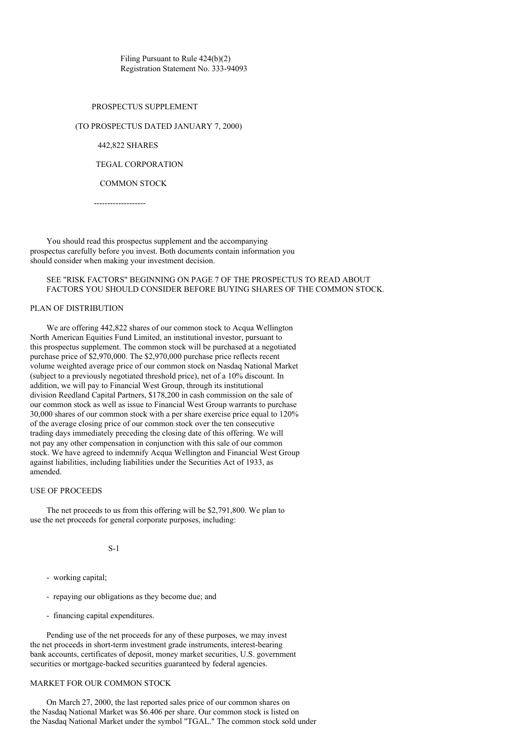Filing Pursuant to Rule 424(b)(2)
Registration Statement No. 333-94093

PROSPECTUS SUPPLEMENT

(TO PROSPECTUS DATED JANUARY 7, 2000)

442,822 SHARES

TEGAL CORPORATION

COMMON STOCK

-------------------

You should read this prospectus supplement and the accompanying prospectus carefully before you invest. Both documents contain information you should consider when making your investment decision.

SEE "RISK FACTORS" BEGINNING ON PAGE 7 OF THE PROSPECTUS TO READ ABOUT FACTORS YOU SHOULD CONSIDER BEFORE BUYING SHARES OF THE COMMON STOCK.

## PLAN OF DISTRIBUTION

We are offering 442,822 shares of our common stock to Acqua Wellington North American Equities Fund Limited, an institutional investor, pursuant to this prospectus supplement. The common stock will be purchased at a negotiated purchase price of $2,970,000. The $2,970,000 purchase price reflects recent volume weighted average price of our common stock on Nasdaq National Market (subject to a previously negotiated threshold price), net of a 10% discount. In addition, we will pay to Financial West Group, through its institutional division Reedland Capital Partners, $178,200 in cash commission on the sale of our common stock as well as issue to Financial West Group warrants to purchase 30,000 shares of our common stock with a per share exercise price equal to 120% of the average closing price of our common stock over the ten consecutive trading days immediately preceding the closing date of this offering. We will not pay any other compensation in conjunction with this sale of our common stock. We have agreed to indemnify Acqua Wellington and Financial West Group against liabilities, including liabilities under the Securities Act of 1933, as amended.

## USE OF PROCEEDS

The net proceeds to us from this offering will be $2,791,800. We plan to use the net proceeds for general corporate purposes, including:

- working capital;

- repaying our obligations as they become due; and

- financing capital expenditures.

Pending use of the net proceeds for any of these purposes, we may invest the net proceeds in short-term investment grade instruments, interest-bearing bank accounts, certificates of deposit, money market securities, U.S. government securities or mortgage-backed securities guaranteed by federal agencies.

## MARKET FOR OUR COMMON STOCK

On March 27, 2000, the last reported sales price of our common shares on the Nasdaq National Market was $6.406 per share. Our common stock is listed on the Nasdaq National Market under the symbol "TGAL." The common stock sold under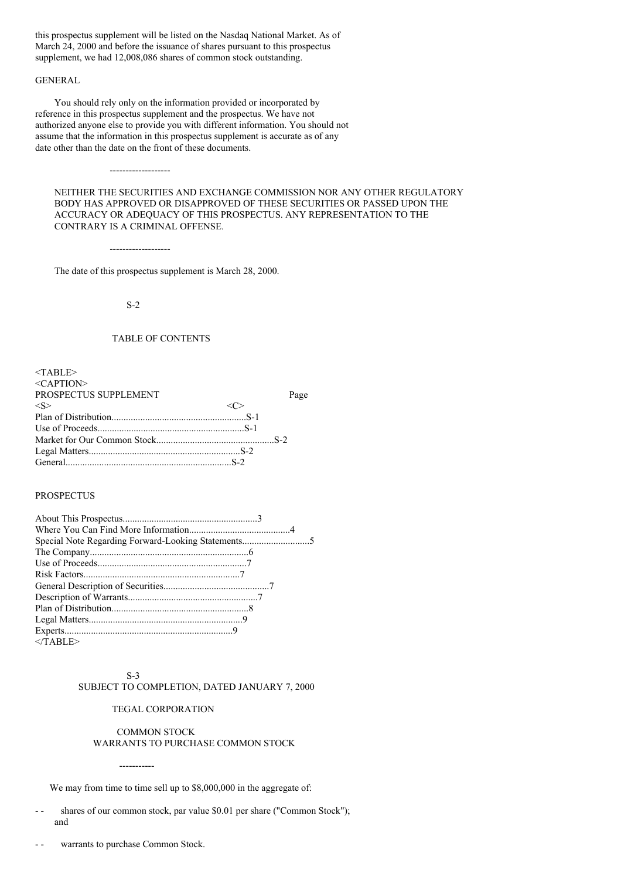this prospectus supplement will be listed on the Nasdaq National Market. As of March 24, 2000 and before the issuance of shares pursuant to this prospectus supplement, we had 12,008,086 shares of common stock outstanding.

## GENERAL

You should rely only on the information provided or incorporated by reference in this prospectus supplement and the prospectus. We have not authorized anyone else to provide you with different information. You should not assume that the information in this prospectus supplement is accurate as of any date other than the date on the front of these documents.

-------------------

NEITHER THE SECURITIES AND EXCHANGE COMMISSION NOR ANY OTHER REGULATORY BODY HAS APPROVED OR DISAPPROVED OF THESE SECURITIES OR PASSED UPON THE ACCURACY OR ADEQUACY OF THIS PROSPECTUS. ANY REPRESENTATION TO THE CONTRARY IS A CRIMINAL OFFENSE.

-------------------

The date of this prospectus supplement is March 28, 2000.

## TABLE OF CONTENTS

| PROSPECTUS SUPPLEMENT | Page |
|---|---|
| Plan of Distribution | S-1 |
| Use of Proceeds | S-1 |
| Market for Our Common Stock | S-2 |
| Legal Matters | S-2 |
| General | S-2 |

| PROSPECTUS | |
|---|---|
| About This Prospectus | 3 |
| Where You Can Find More Information | 4 |
| Special Note Regarding Forward-Looking Statements | 5 |
| The Company | 6 |
| Use of Proceeds | 7 |
| Risk Factors | 7 |
| General Description of Securities | 7 |
| Description of Warrants | 7 |
| Plan of Distribution | 8 |
| Legal Matters | 9 |
| Experts | 9 |

SUBJECT TO COMPLETION, DATED JANUARY 7, 2000

# TEGAL CORPORATION

## COMMON STOCK
## WARRANTS TO PURCHASE COMMON STOCK

-----------

We may from time to time sell up to $8,000,000 in the aggregate of:

- shares of our common stock, par value $0.01 per share ("Common Stock"); and

- warrants to purchase Common Stock.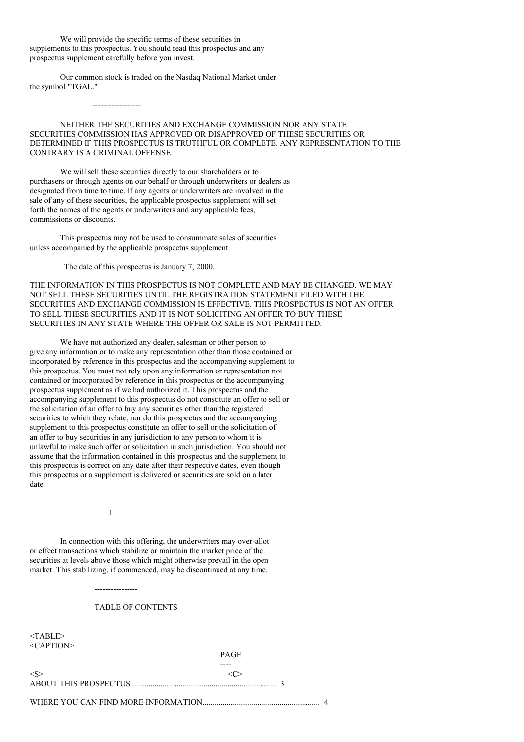We will provide the specific terms of these securities in supplements to this prospectus. You should read this prospectus and any prospectus supplement carefully before you invest.

Our common stock is traded on the Nasdaq National Market under the symbol "TGAL."

------------------

NEITHER THE SECURITIES AND EXCHANGE COMMISSION NOR ANY STATE SECURITIES COMMISSION HAS APPROVED OR DISAPPROVED OF THESE SECURITIES OR DETERMINED IF THIS PROSPECTUS IS TRUTHFUL OR COMPLETE. ANY REPRESENTATION TO THE CONTRARY IS A CRIMINAL OFFENSE.

We will sell these securities directly to our shareholders or to purchasers or through agents on our behalf or through underwriters or dealers as designated from time to time. If any agents or underwriters are involved in the sale of any of these securities, the applicable prospectus supplement will set forth the names of the agents or underwriters and any applicable fees, commissions or discounts.

This prospectus may not be used to consummate sales of securities unless accompanied by the applicable prospectus supplement.

The date of this prospectus is January 7, 2000.

THE INFORMATION IN THIS PROSPECTUS IS NOT COMPLETE AND MAY BE CHANGED. WE MAY NOT SELL THESE SECURITIES UNTIL THE REGISTRATION STATEMENT FILED WITH THE SECURITIES AND EXCHANGE COMMISSION IS EFFECTIVE. THIS PROSPECTUS IS NOT AN OFFER TO SELL THESE SECURITIES AND IT IS NOT SOLICITING AN OFFER TO BUY THESE SECURITIES IN ANY STATE WHERE THE OFFER OR SALE IS NOT PERMITTED.

We have not authorized any dealer, salesman or other person to give any information or to make any representation other than those contained or incorporated by reference in this prospectus and the accompanying supplement to this prospectus. You must not rely upon any information or representation not contained or incorporated by reference in this prospectus or the accompanying prospectus supplement as if we had authorized it. This prospectus and the accompanying supplement to this prospectus do not constitute an offer to sell or the solicitation of an offer to buy any securities other than the registered securities to which they relate, nor do this prospectus and the accompanying supplement to this prospectus constitute an offer to sell or the solicitation of an offer to buy securities in any jurisdiction to any person to whom it is unlawful to make such offer or solicitation in such jurisdiction. You should not assume that the information contained in this prospectus and the supplement to this prospectus is correct on any date after their respective dates, even though this prospectus or a supplement is delivered or securities are sold on a later date.

In connection with this offering, the underwriters may over-allot or effect transactions which stabilize or maintain the market price of the securities at levels above those which might otherwise prevail in the open market. This stabilizing, if commenced, may be discontinued at any time.

----------------

TABLE OF CONTENTS

| | PAGE |
|---|---|
| ABOUT THIS PROSPECTUS | 3 |
| WHERE YOU CAN FIND MORE INFORMATION | 4 |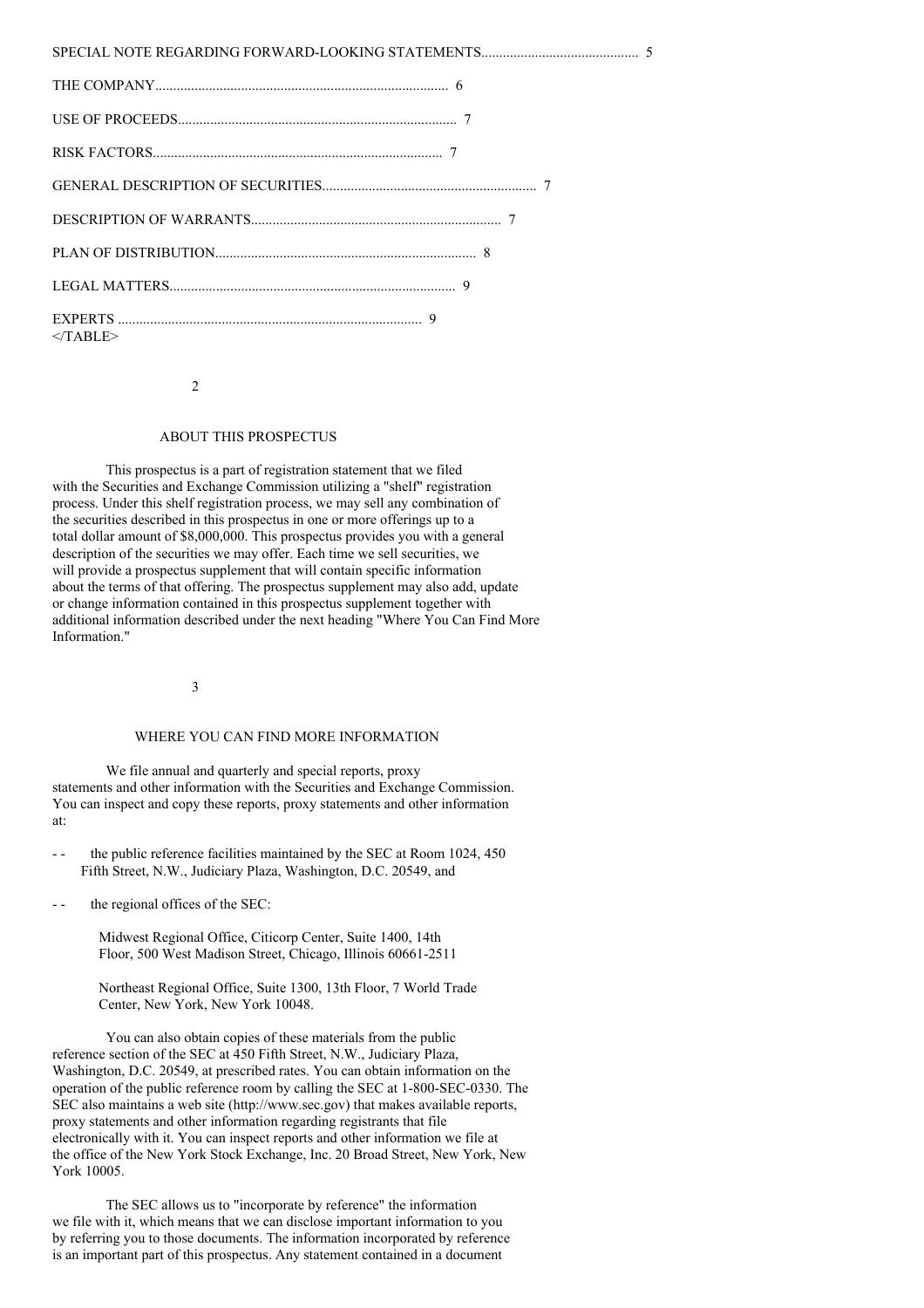| | |
|---|---|
| SPECIAL NOTE REGARDING FORWARD-LOOKING STATEMENTS | 5 |
| THE COMPANY | 6 |
| USE OF PROCEEDS | 7 |
| RISK FACTORS | 7 |
| GENERAL DESCRIPTION OF SECURITIES | 7 |
| DESCRIPTION OF WARRANTS | 7 |
| PLAN OF DISTRIBUTION | 8 |
| LEGAL MATTERS | 9 |
| EXPERTS | 9 |

## ABOUT THIS PROSPECTUS

This prospectus is a part of registration statement that we filed with the Securities and Exchange Commission utilizing a "shelf" registration process. Under this shelf registration process, we may sell any combination of the securities described in this prospectus in one or more offerings up to a total dollar amount of $8,000,000. This prospectus provides you with a general description of the securities we may offer. Each time we sell securities, we will provide a prospectus supplement that will contain specific information about the terms of that offering. The prospectus supplement may also add, update or change information contained in this prospectus supplement together with additional information described under the next heading "Where You Can Find More Information."

## WHERE YOU CAN FIND MORE INFORMATION

We file annual and quarterly and special reports, proxy statements and other information with the Securities and Exchange Commission. You can inspect and copy these reports, proxy statements and other information at:

- the public reference facilities maintained by the SEC at Room 1024, 450 Fifth Street, N.W., Judiciary Plaza, Washington, D.C. 20549, and
- the regional offices of the SEC:

  Midwest Regional Office, Citicorp Center, Suite 1400, 14th Floor, 500 West Madison Street, Chicago, Illinois 60661-2511

  Northeast Regional Office, Suite 1300, 13th Floor, 7 World Trade Center, New York, New York 10048.

You can also obtain copies of these materials from the public reference section of the SEC at 450 Fifth Street, N.W., Judiciary Plaza, Washington, D.C. 20549, at prescribed rates. You can obtain information on the operation of the public reference room by calling the SEC at 1-800-SEC-0330. The SEC also maintains a web site (http://www.sec.gov) that makes available reports, proxy statements and other information regarding registrants that file electronically with it. You can inspect reports and other information we file at the office of the New York Stock Exchange, Inc. 20 Broad Street, New York, New York 10005.

The SEC allows us to "incorporate by reference" the information we file with it, which means that we can disclose important information to you by referring you to those documents. The information incorporated by reference is an important part of this prospectus. Any statement contained in a document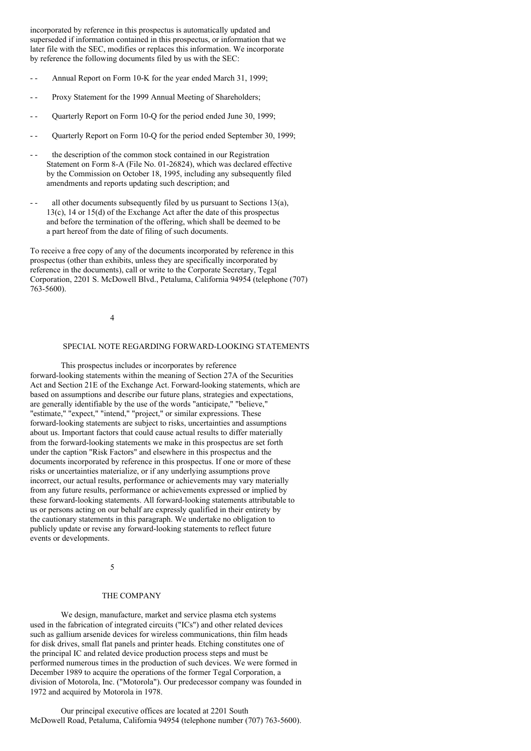incorporated by reference in this prospectus is automatically updated and superseded if information contained in this prospectus, or information that we later file with the SEC, modifies or replaces this information. We incorporate by reference the following documents filed by us with the SEC:

- Annual Report on Form 10-K for the year ended March 31, 1999;
- Proxy Statement for the 1999 Annual Meeting of Shareholders;
- Quarterly Report on Form 10-Q for the period ended June 30, 1999;
- Quarterly Report on Form 10-Q for the period ended September 30, 1999;
- the description of the common stock contained in our Registration Statement on Form 8-A (File No. 01-26824), which was declared effective by the Commission on October 18, 1995, including any subsequently filed amendments and reports updating such description; and
- all other documents subsequently filed by us pursuant to Sections 13(a), 13(c), 14 or 15(d) of the Exchange Act after the date of this prospectus and before the termination of the offering, which shall be deemed to be a part hereof from the date of filing of such documents.

To receive a free copy of any of the documents incorporated by reference in this prospectus (other than exhibits, unless they are specifically incorporated by reference in the documents), call or write to the Corporate Secretary, Tegal Corporation, 2201 S. McDowell Blvd., Petaluma, California 94954 (telephone (707) 763-5600).

## SPECIAL NOTE REGARDING FORWARD-LOOKING STATEMENTS

This prospectus includes or incorporates by reference forward-looking statements within the meaning of Section 27A of the Securities Act and Section 21E of the Exchange Act. Forward-looking statements, which are based on assumptions and describe our future plans, strategies and expectations, are generally identifiable by the use of the words "anticipate," "believe," "estimate," "expect," "intend," "project," or similar expressions. These forward-looking statements are subject to risks, uncertainties and assumptions about us. Important factors that could cause actual results to differ materially from the forward-looking statements we make in this prospectus are set forth under the caption "Risk Factors" and elsewhere in this prospectus and the documents incorporated by reference in this prospectus. If one or more of these risks or uncertainties materialize, or if any underlying assumptions prove incorrect, our actual results, performance or achievements may vary materially from any future results, performance or achievements expressed or implied by these forward-looking statements. All forward-looking statements attributable to us or persons acting on our behalf are expressly qualified in their entirety by the cautionary statements in this paragraph. We undertake no obligation to publicly update or revise any forward-looking statements to reflect future events or developments.

## THE COMPANY

We design, manufacture, market and service plasma etch systems used in the fabrication of integrated circuits ("ICs") and other related devices such as gallium arsenide devices for wireless communications, thin film heads for disk drives, small flat panels and printer heads. Etching constitutes one of the principal IC and related device production process steps and must be performed numerous times in the production of such devices. We were formed in December 1989 to acquire the operations of the former Tegal Corporation, a division of Motorola, Inc. ("Motorola"). Our predecessor company was founded in 1972 and acquired by Motorola in 1978.

Our principal executive offices are located at 2201 South McDowell Road, Petaluma, California 94954 (telephone number (707) 763-5600).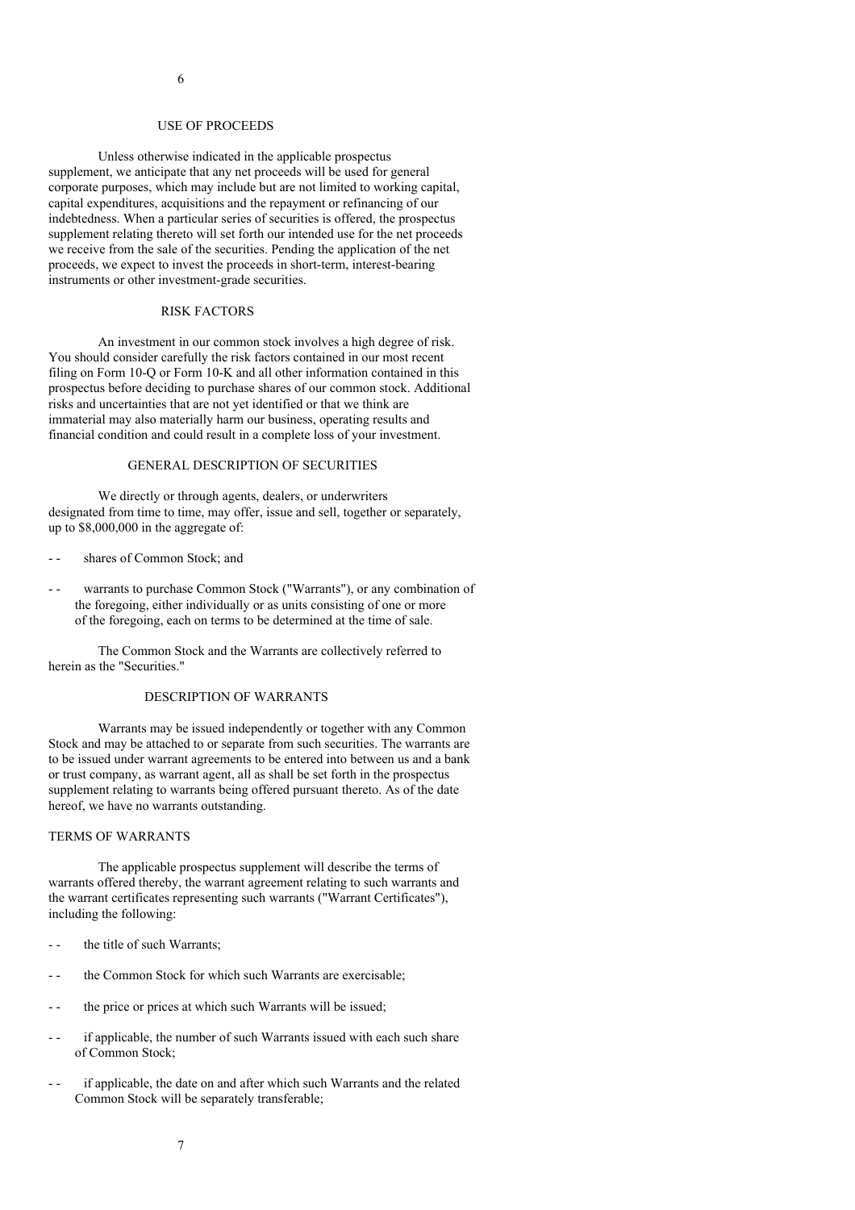## USE OF PROCEEDS

Unless otherwise indicated in the applicable prospectus supplement, we anticipate that any net proceeds will be used for general corporate purposes, which may include but are not limited to working capital, capital expenditures, acquisitions and the repayment or refinancing of our indebtedness. When a particular series of securities is offered, the prospectus supplement relating thereto will set forth our intended use for the net proceeds we receive from the sale of the securities. Pending the application of the net proceeds, we expect to invest the proceeds in short-term, interest-bearing instruments or other investment-grade securities.

## RISK FACTORS

An investment in our common stock involves a high degree of risk. You should consider carefully the risk factors contained in our most recent filing on Form 10-Q or Form 10-K and all other information contained in this prospectus before deciding to purchase shares of our common stock. Additional risks and uncertainties that are not yet identified or that we think are immaterial may also materially harm our business, operating results and financial condition and could result in a complete loss of your investment.

## GENERAL DESCRIPTION OF SECURITIES

We directly or through agents, dealers, or underwriters designated from time to time, may offer, issue and sell, together or separately, up to $8,000,000 in the aggregate of:

- shares of Common Stock; and
- warrants to purchase Common Stock ("Warrants"), or any combination of the foregoing, either individually or as units consisting of one or more of the foregoing, each on terms to be determined at the time of sale.

The Common Stock and the Warrants are collectively referred to herein as the "Securities."

## DESCRIPTION OF WARRANTS

Warrants may be issued independently or together with any Common Stock and may be attached to or separate from such securities. The warrants are to be issued under warrant agreements to be entered into between us and a bank or trust company, as warrant agent, all as shall be set forth in the prospectus supplement relating to warrants being offered pursuant thereto. As of the date hereof, we have no warrants outstanding.

### TERMS OF WARRANTS

The applicable prospectus supplement will describe the terms of warrants offered thereby, the warrant agreement relating to such warrants and the warrant certificates representing such warrants ("Warrant Certificates"), including the following:

- the title of such Warrants;
- the Common Stock for which such Warrants are exercisable;
- the price or prices at which such Warrants will be issued;
- if applicable, the number of such Warrants issued with each such share of Common Stock;
- if applicable, the date on and after which such Warrants and the related Common Stock will be separately transferable;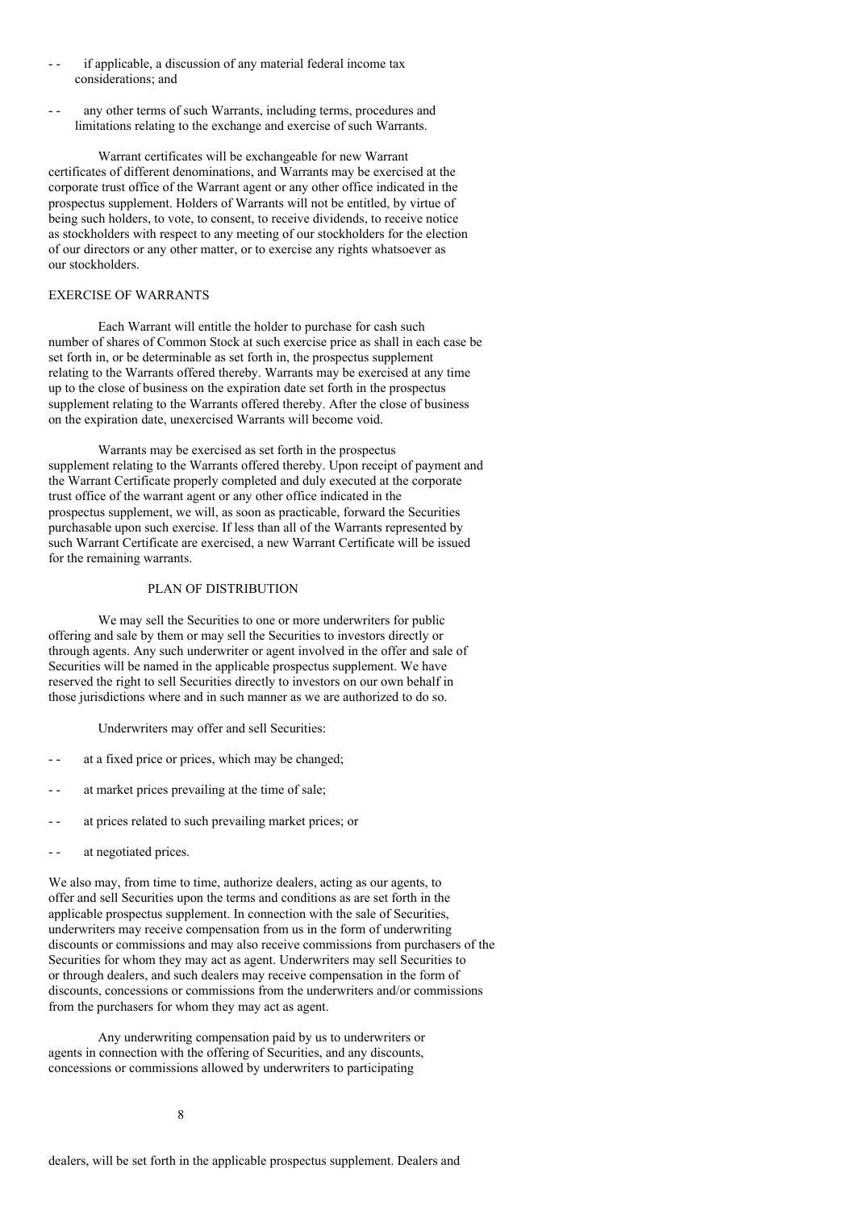- if applicable, a discussion of any material federal income tax considerations; and

- any other terms of such Warrants, including terms, procedures and limitations relating to the exchange and exercise of such Warrants.

Warrant certificates will be exchangeable for new Warrant certificates of different denominations, and Warrants may be exercised at the corporate trust office of the Warrant agent or any other office indicated in the prospectus supplement. Holders of Warrants will not be entitled, by virtue of being such holders, to vote, to consent, to receive dividends, to receive notice as stockholders with respect to any meeting of our stockholders for the election of our directors or any other matter, or to exercise any rights whatsoever as our stockholders.

## EXERCISE OF WARRANTS

Each Warrant will entitle the holder to purchase for cash such number of shares of Common Stock at such exercise price as shall in each case be set forth in, or be determinable as set forth in, the prospectus supplement relating to the Warrants offered thereby. Warrants may be exercised at any time up to the close of business on the expiration date set forth in the prospectus supplement relating to the Warrants offered thereby. After the close of business on the expiration date, unexercised Warrants will become void.

Warrants may be exercised as set forth in the prospectus supplement relating to the Warrants offered thereby. Upon receipt of payment and the Warrant Certificate properly completed and duly executed at the corporate trust office of the warrant agent or any other office indicated in the prospectus supplement, we will, as soon as practicable, forward the Securities purchasable upon such exercise. If less than all of the Warrants represented by such Warrant Certificate are exercised, a new Warrant Certificate will be issued for the remaining warrants.

## PLAN OF DISTRIBUTION

We may sell the Securities to one or more underwriters for public offering and sale by them or may sell the Securities to investors directly or through agents. Any such underwriter or agent involved in the offer and sale of Securities will be named in the applicable prospectus supplement. We have reserved the right to sell Securities directly to investors on our own behalf in those jurisdictions where and in such manner as we are authorized to do so.

Underwriters may offer and sell Securities:

- at a fixed price or prices, which may be changed;

- at market prices prevailing at the time of sale;

- at prices related to such prevailing market prices; or

- at negotiated prices.

We also may, from time to time, authorize dealers, acting as our agents, to offer and sell Securities upon the terms and conditions as are set forth in the applicable prospectus supplement. In connection with the sale of Securities, underwriters may receive compensation from us in the form of underwriting discounts or commissions and may also receive commissions from purchasers of the Securities for whom they may act as agent. Underwriters may sell Securities to or through dealers, and such dealers may receive compensation in the form of discounts, concessions or commissions from the underwriters and/or commissions from the purchasers for whom they may act as agent.

Any underwriting compensation paid by us to underwriters or agents in connection with the offering of Securities, and any discounts, concessions or commissions allowed by underwriters to participating

dealers, will be set forth in the applicable prospectus supplement. Dealers and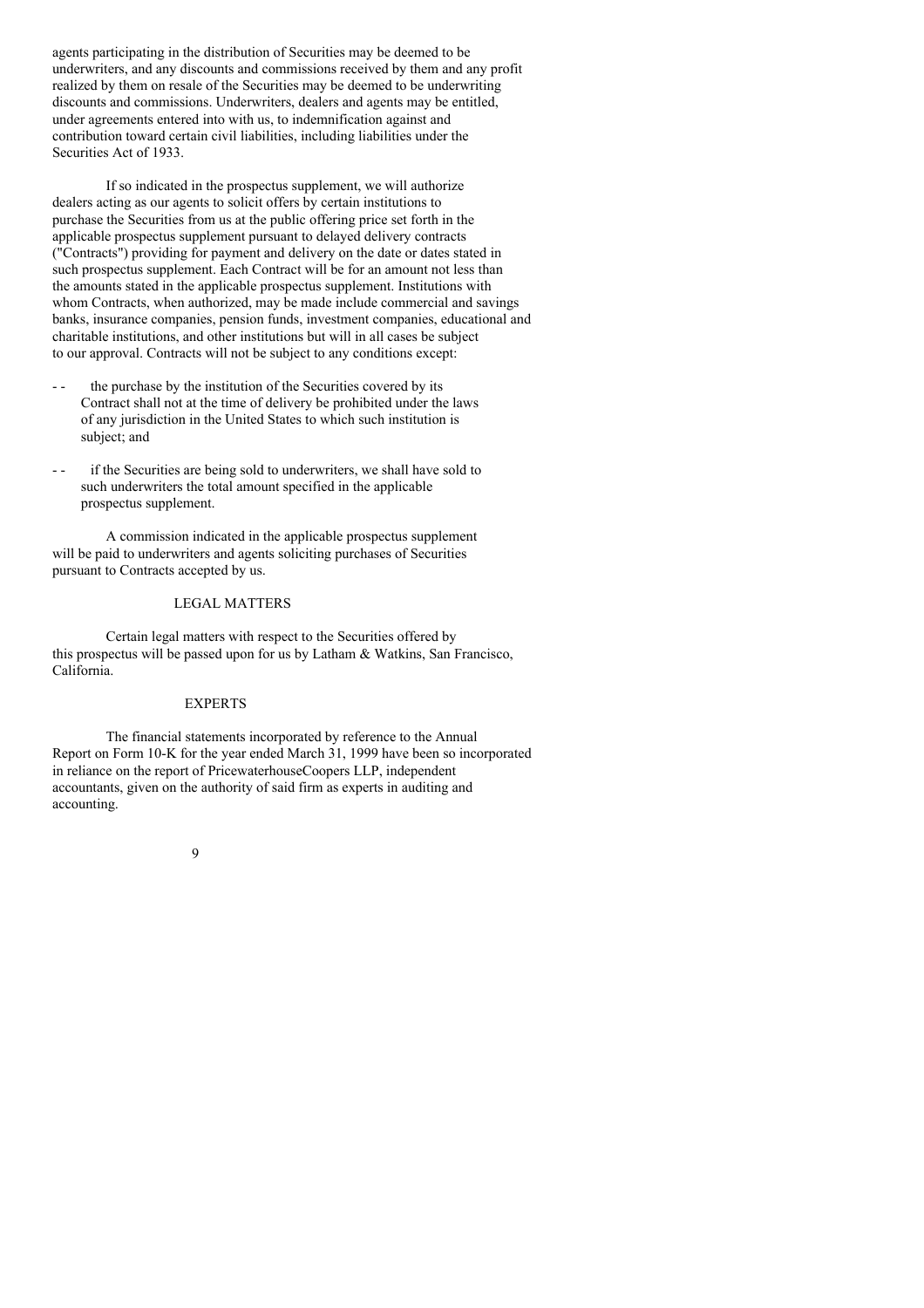agents participating in the distribution of Securities may be deemed to be underwriters, and any discounts and commissions received by them and any profit realized by them on resale of the Securities may be deemed to be underwriting discounts and commissions. Underwriters, dealers and agents may be entitled, under agreements entered into with us, to indemnification against and contribution toward certain civil liabilities, including liabilities under the Securities Act of 1933.

If so indicated in the prospectus supplement, we will authorize dealers acting as our agents to solicit offers by certain institutions to purchase the Securities from us at the public offering price set forth in the applicable prospectus supplement pursuant to delayed delivery contracts ("Contracts") providing for payment and delivery on the date or dates stated in such prospectus supplement. Each Contract will be for an amount not less than the amounts stated in the applicable prospectus supplement. Institutions with whom Contracts, when authorized, may be made include commercial and savings banks, insurance companies, pension funds, investment companies, educational and charitable institutions, and other institutions but will in all cases be subject to our approval. Contracts will not be subject to any conditions except:

- the purchase by the institution of the Securities covered by its Contract shall not at the time of delivery be prohibited under the laws of any jurisdiction in the United States to which such institution is subject; and

- if the Securities are being sold to underwriters, we shall have sold to such underwriters the total amount specified in the applicable prospectus supplement.

A commission indicated in the applicable prospectus supplement will be paid to underwriters and agents soliciting purchases of Securities pursuant to Contracts accepted by us.

## LEGAL MATTERS

Certain legal matters with respect to the Securities offered by this prospectus will be passed upon for us by Latham & Watkins, San Francisco, California.

## EXPERTS

The financial statements incorporated by reference to the Annual Report on Form 10-K for the year ended March 31, 1999 have been so incorporated in reliance on the report of PricewaterhouseCoopers LLP, independent accountants, given on the authority of said firm as experts in auditing and accounting.